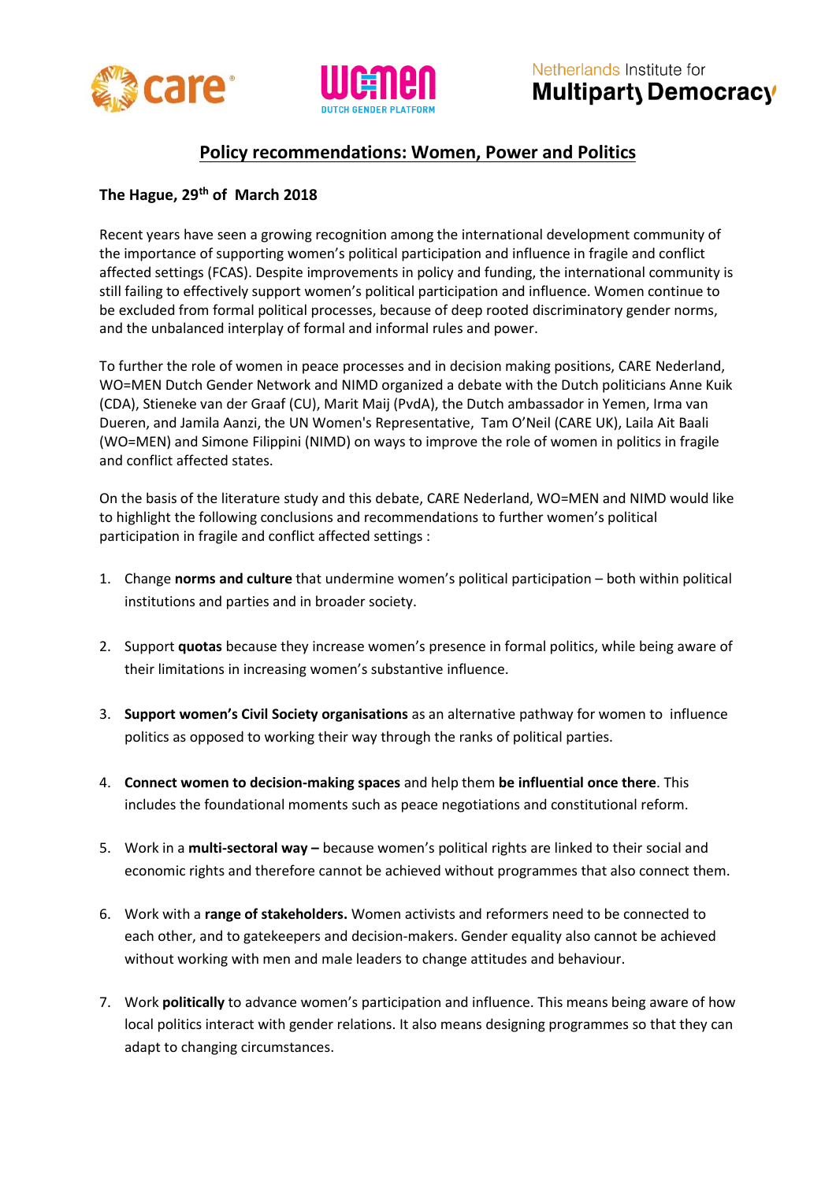# Policy recommendations: Women, Power and Politics

**The Hague, 29th of March 2018**

Recent years have seen a growing recognition among the international development community of the importance of supporting women's political participation and influence in fragile and conflict affected settings (FCAS). Despite improvements in policy and funding, the international community is still failing to effectively support women's political participation and influence. Women continue to be excluded from formal political processes, because of deep rooted discriminatory gender norms, and the unbalanced interplay of formal and informal rules and power.

To further the role of women in peace processes and in decision making positions, CARE Nederland, WO=MEN Dutch Gender Network and NIMD organized a debate with the Dutch politicians Anne Kuik (CDA), Stieneke van der Graaf (CU), Marit Maij (PvdA), the Dutch ambassador in Yemen, Irma van Dueren, and Jamila Aanzi, the UN Women's Representative, Tam O'Neil (CARE UK), Laila Ait Baali (WO=MEN) and Simone Filippini (NIMD) on ways to improve the role of women in politics in fragile and conflict affected states.

On the basis of the literature study and this debate, CARE Nederland, WO=MEN and NIMD would like to highlight the following conclusions and recommendations to further women's political participation in fragile and conflict affected settings :

1. Change **norms and culture** that undermine women's political participation – both within political institutions and parties and in broader society.
2. Support **quotas** because they increase women's presence in formal politics, while being aware of their limitations in increasing women's substantive influence.
3. **Support women's Civil Society organisations** as an alternative pathway for women to influence politics as opposed to working their way through the ranks of political parties.
4. **Connect women to decision-making spaces** and help them **be influential once there**. This includes the foundational moments such as peace negotiations and constitutional reform.
5. Work in a **multi-sectoral way –** because women's political rights are linked to their social and economic rights and therefore cannot be achieved without programmes that also connect them.
6. Work with a **range of stakeholders.** Women activists and reformers need to be connected to each other, and to gatekeepers and decision-makers. Gender equality also cannot be achieved without working with men and male leaders to change attitudes and behaviour.
7. Work **politically** to advance women's participation and influence. This means being aware of how local politics interact with gender relations. It also means designing programmes so that they can adapt to changing circumstances.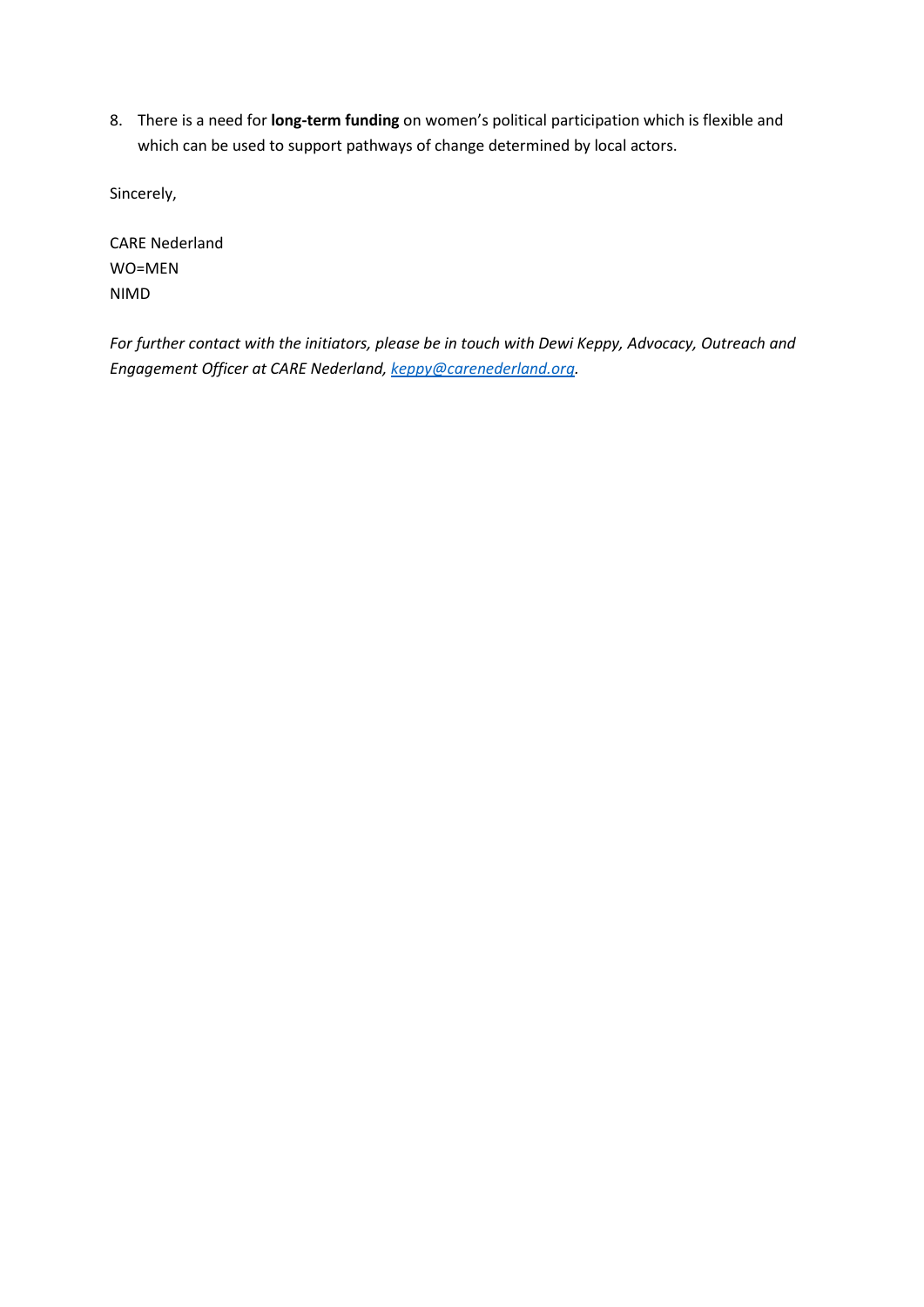8. There is a need for **long-term funding** on women's political participation which is flexible and which can be used to support pathways of change determined by local actors.

Sincerely,

CARE Nederland
WO=MEN
NIMD

*For further contact with the initiators, please be in touch with Dewi Keppy, Advocacy, Outreach and Engagement Officer at CARE Nederland, keppy@carenederland.org.*